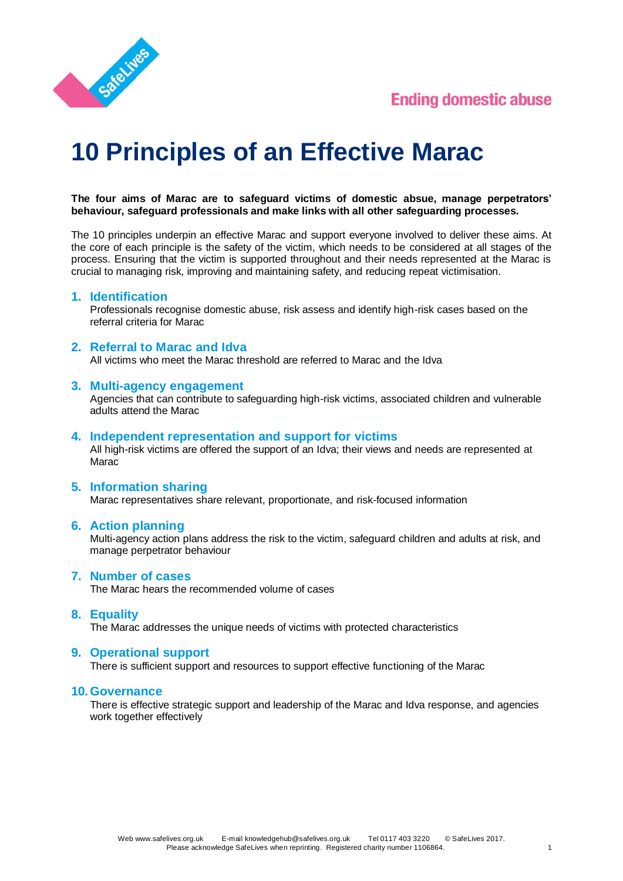Ending domestic abuse

# 10 Principles of an Effective Marac

**The four aims of Marac are to safeguard victims of domestic absue, manage perpetrators' behaviour, safeguard professionals and make links with all other safeguarding processes.**

The 10 principles underpin an effective Marac and support everyone involved to deliver these aims. At the core of each principle is the safety of the victim, which needs to be considered at all stages of the process. Ensuring that the victim is supported throughout and their needs represented at the Marac is crucial to managing risk, improving and maintaining safety, and reducing repeat victimisation.

### 1. Identification

Professionals recognise domestic abuse, risk assess and identify high-risk cases based on the referral criteria for Marac

### 2. Referral to Marac and Idva

All victims who meet the Marac threshold are referred to Marac and the Idva

### 3. Multi-agency engagement

Agencies that can contribute to safeguarding high-risk victims, associated children and vulnerable adults attend the Marac

### 4. Independent representation and support for victims

All high-risk victims are offered the support of an Idva; their views and needs are represented at Marac

### 5. Information sharing

Marac representatives share relevant, proportionate, and risk-focused information

### 6. Action planning

Multi-agency action plans address the risk to the victim, safeguard children and adults at risk, and manage perpetrator behaviour

### 7. Number of cases

The Marac hears the recommended volume of cases

### 8. Equality

The Marac addresses the unique needs of victims with protected characteristics

### 9. Operational support

There is sufficient support and resources to support effective functioning of the Marac

### 10. Governance

There is effective strategic support and leadership of the Marac and Idva response, and agencies work together effectively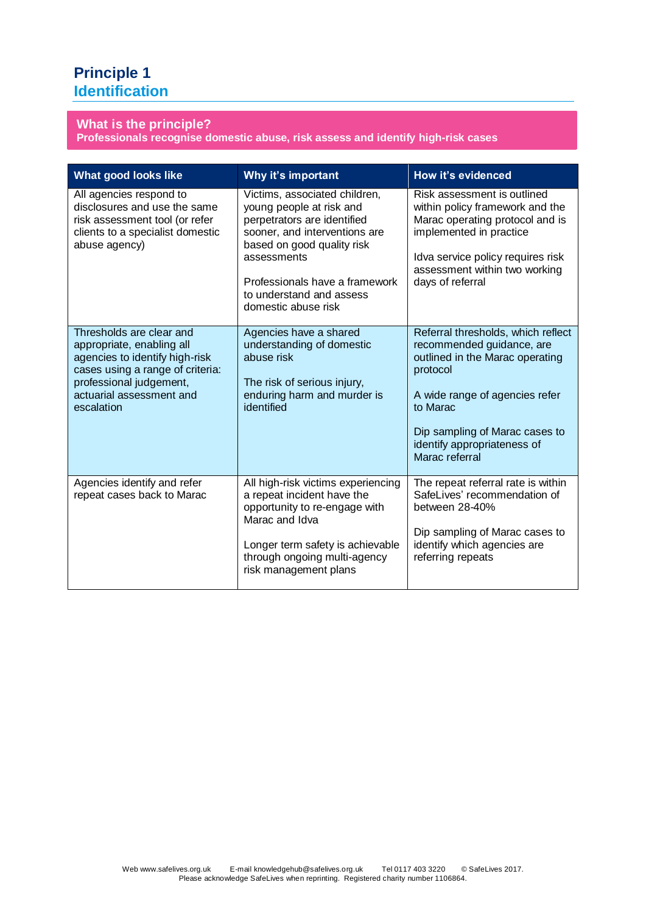# Principle 1
## Identification

### What is the principle?
**Professionals recognise domestic abuse, risk assess and identify high-risk cases**

| What good looks like | Why it's important | How it's evidenced |
|---|---|---|
| All agencies respond to disclosures and use the same risk assessment tool (or refer clients to a specialist domestic abuse agency) | Victims, associated children, young people at risk and perpetrators are identified sooner, and interventions are based on good quality risk assessments<br><br>Professionals have a framework to understand and assess domestic abuse risk | Risk assessment is outlined within policy framework and the Marac operating protocol and is implemented in practice<br><br>Idva service policy requires risk assessment within two working days of referral |
| Thresholds are clear and appropriate, enabling all agencies to identify high-risk cases using a range of criteria: professional judgement, actuarial assessment and escalation | Agencies have a shared understanding of domestic abuse risk<br><br>The risk of serious injury, enduring harm and murder is identified | Referral thresholds, which reflect recommended guidance, are outlined in the Marac operating protocol<br><br>A wide range of agencies refer to Marac<br><br>Dip sampling of Marac cases to identify appropriateness of Marac referral |
| Agencies identify and refer repeat cases back to Marac | All high-risk victims experiencing a repeat incident have the opportunity to re-engage with Marac and Idva<br><br>Longer term safety is achievable through ongoing multi-agency risk management plans | The repeat referral rate is within SafeLives' recommendation of between 28-40%<br><br>Dip sampling of Marac cases to identify which agencies are referring repeats |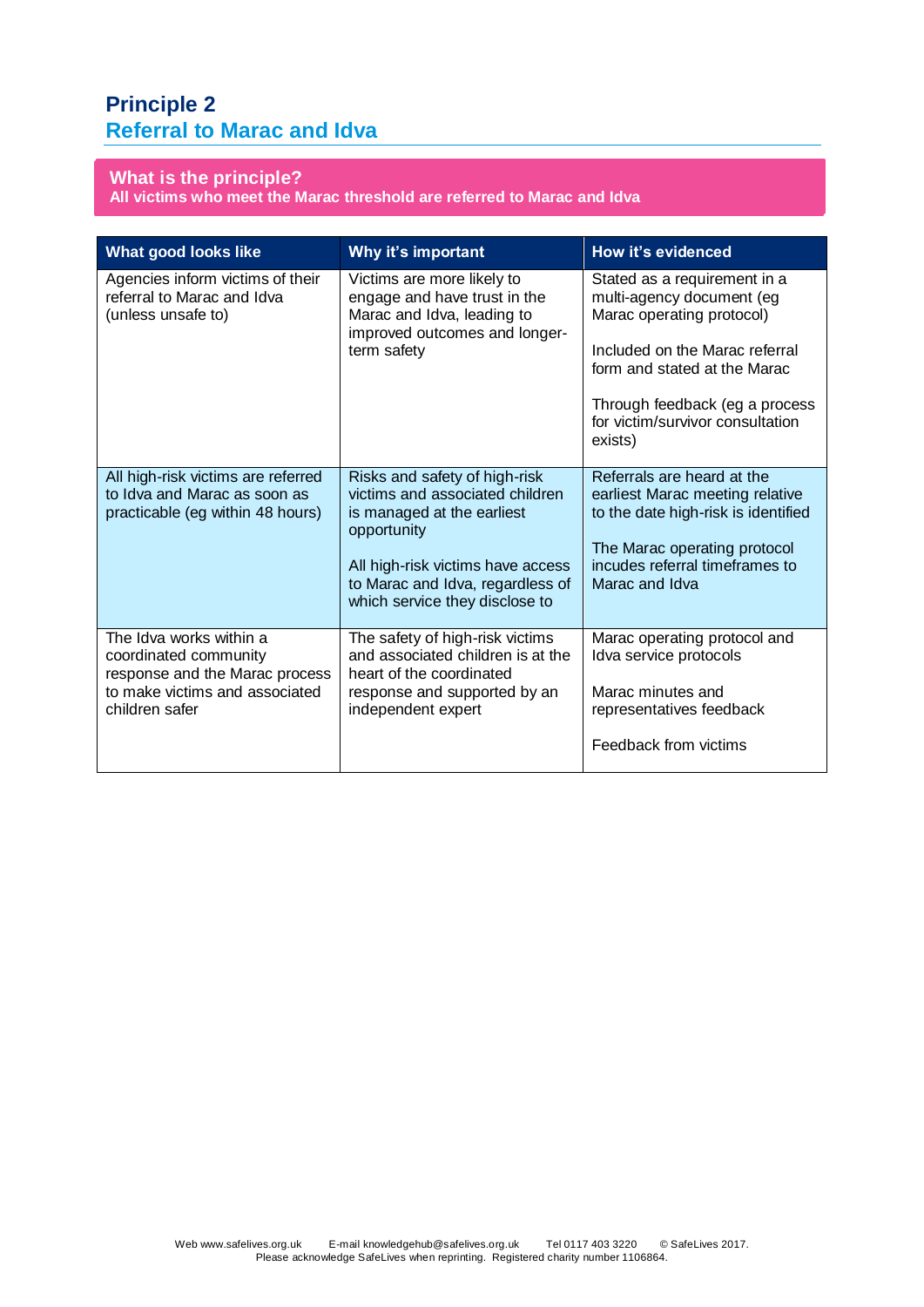# Principle 2
## Referral to Marac and Idva

**What is the principle?**
**All victims who meet the Marac threshold are referred to Marac and Idva**

| What good looks like | Why it's important | How it's evidenced |
|---|---|---|
| Agencies inform victims of their referral to Marac and Idva (unless unsafe to) | Victims are more likely to engage and have trust in the Marac and Idva, leading to improved outcomes and longer-term safety | Stated as a requirement in a multi-agency document (eg Marac operating protocol)<br><br>Included on the Marac referral form and stated at the Marac<br><br>Through feedback (eg a process for victim/survivor consultation exists) |
| All high-risk victims are referred to Idva and Marac as soon as practicable (eg within 48 hours) | Risks and safety of high-risk victims and associated children is managed at the earliest opportunity<br><br>All high-risk victims have access to Marac and Idva, regardless of which service they disclose to | Referrals are heard at the earliest Marac meeting relative to the date high-risk is identified<br><br>The Marac operating protocol incudes referral timeframes to Marac and Idva |
| The Idva works within a coordinated community response and the Marac process to make victims and associated children safer | The safety of high-risk victims and associated children is at the heart of the coordinated response and supported by an independent expert | Marac operating protocol and Idva service protocols<br><br>Marac minutes and representatives feedback<br><br>Feedback from victims |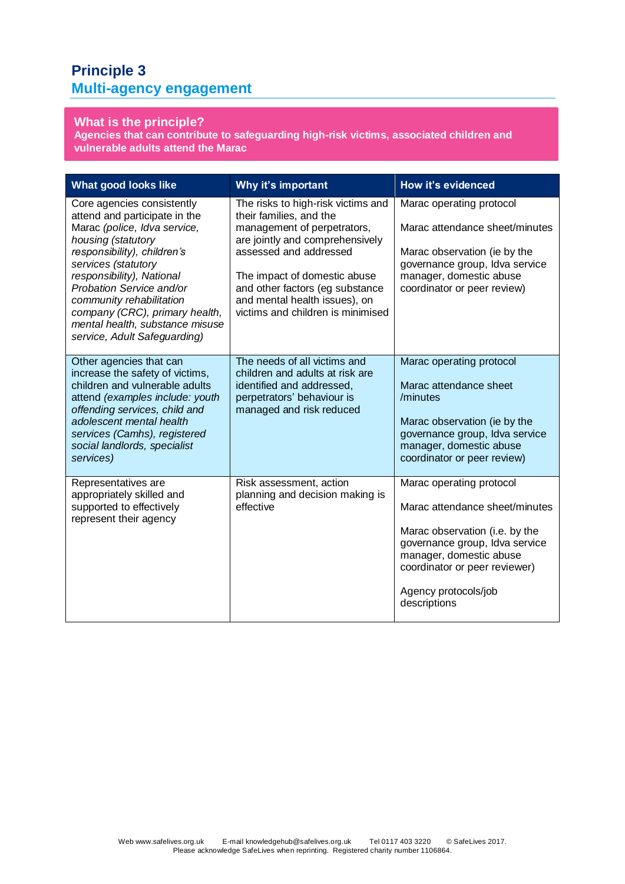## Principle 3
## Multi-agency engagement

### What is the principle?

**Agencies that can contribute to safeguarding high-risk victims, associated children and vulnerable adults attend the Marac**

| What good looks like | Why it's important | How it's evidenced |
|---|---|---|
| Core agencies consistently attend and participate in the Marac *(police, Idva service, housing (statutory responsibility), children's services (statutory responsibility), National Probation Service and/or community rehabilitation company (CRC), primary health, mental health, substance misuse service, Adult Safeguarding)* | The risks to high-risk victims and their families, and the management of perpetrators, are jointly and comprehensively assessed and addressed<br><br>The impact of domestic abuse and other factors (eg substance and mental health issues), on victims and children is minimised | Marac operating protocol<br><br>Marac attendance sheet/minutes<br><br>Marac observation (ie by the governance group, Idva service manager, domestic abuse coordinator or peer review) |
| Other agencies that can increase the safety of victims, children and vulnerable adults attend *(examples include: youth offending services, child and adolescent mental health services (Camhs), registered social landlords, specialist services)* | The needs of all victims and children and adults at risk are identified and addressed, perpetrators' behaviour is managed and risk reduced | Marac operating protocol<br><br>Marac attendance sheet /minutes<br><br>Marac observation (ie by the governance group, Idva service manager, domestic abuse coordinator or peer review) |
| Representatives are appropriately skilled and supported to effectively represent their agency | Risk assessment, action planning and decision making is effective | Marac operating protocol<br><br>Marac attendance sheet/minutes<br><br>Marac observation (i.e. by the governance group, Idva service manager, domestic abuse coordinator or peer reviewer)<br><br>Agency protocols/job descriptions |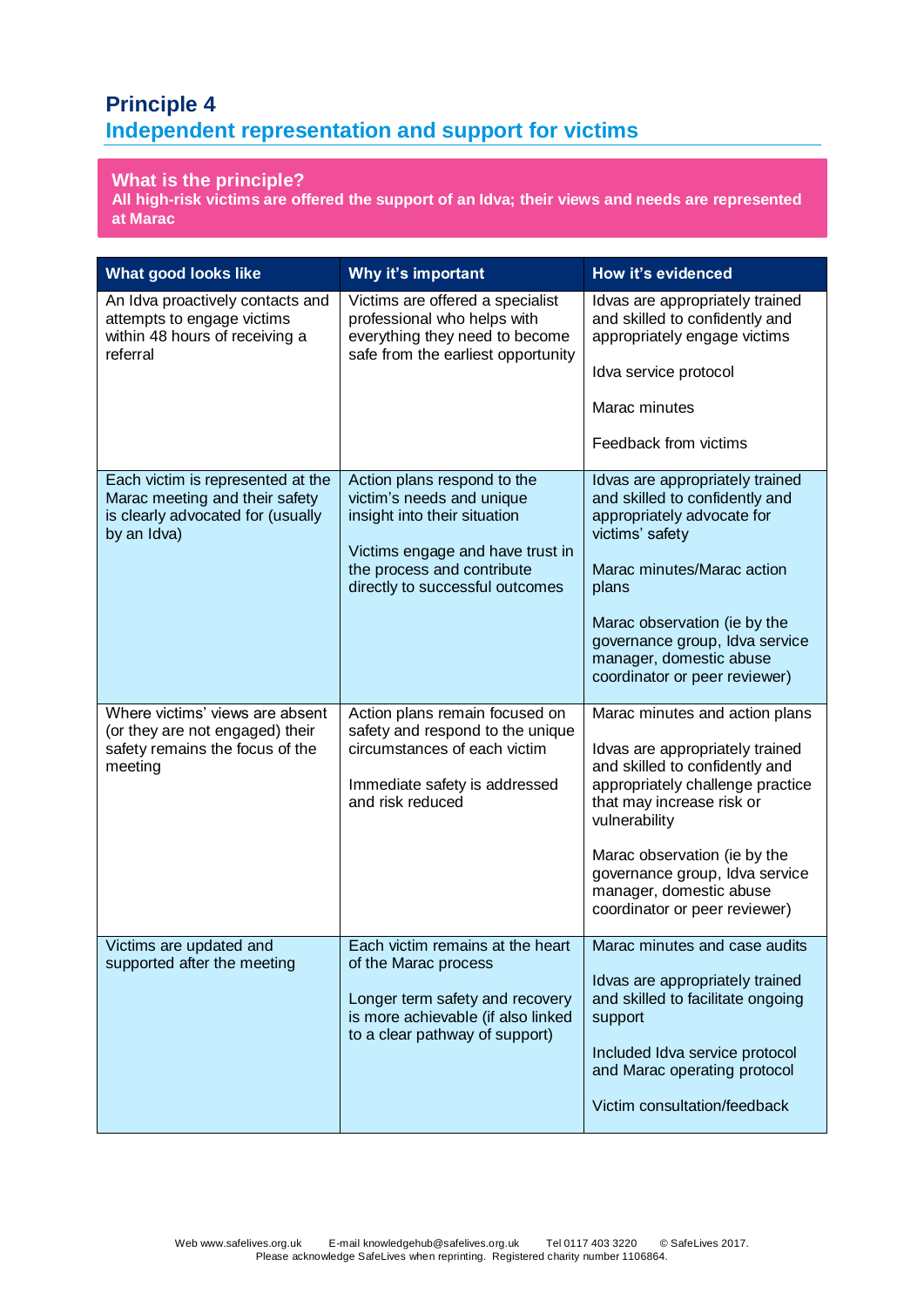# Principle 4
## Independent representation and support for victims

**What is the principle?**

**All high-risk victims are offered the support of an Idva; their views and needs are represented at Marac**

| What good looks like | Why it's important | How it's evidenced |
|---|---|---|
| An Idva proactively contacts and attempts to engage victims within 48 hours of receiving a referral | Victims are offered a specialist professional who helps with everything they need to become safe from the earliest opportunity | Idvas are appropriately trained and skilled to confidently and appropriately engage victims<br><br>Idva service protocol<br><br>Marac minutes<br><br>Feedback from victims |
| Each victim is represented at the Marac meeting and their safety is clearly advocated for (usually by an Idva) | Action plans respond to the victim's needs and unique insight into their situation<br><br>Victims engage and have trust in the process and contribute directly to successful outcomes | Idvas are appropriately trained and skilled to confidently and appropriately advocate for victims' safety<br><br>Marac minutes/Marac action plans<br><br>Marac observation (ie by the governance group, Idva service manager, domestic abuse coordinator or peer reviewer) |
| Where victims' views are absent (or they are not engaged) their safety remains the focus of the meeting | Action plans remain focused on safety and respond to the unique circumstances of each victim<br><br>Immediate safety is addressed and risk reduced | Marac minutes and action plans<br><br>Idvas are appropriately trained and skilled to confidently and appropriately challenge practice that may increase risk or vulnerability<br><br>Marac observation (ie by the governance group, Idva service manager, domestic abuse coordinator or peer reviewer) |
| Victims are updated and supported after the meeting | Each victim remains at the heart of the Marac process<br><br>Longer term safety and recovery is more achievable (if also linked to a clear pathway of support) | Marac minutes and case audits<br><br>Idvas are appropriately trained and skilled to facilitate ongoing support<br><br>Included Idva service protocol and Marac operating protocol<br><br>Victim consultation/feedback |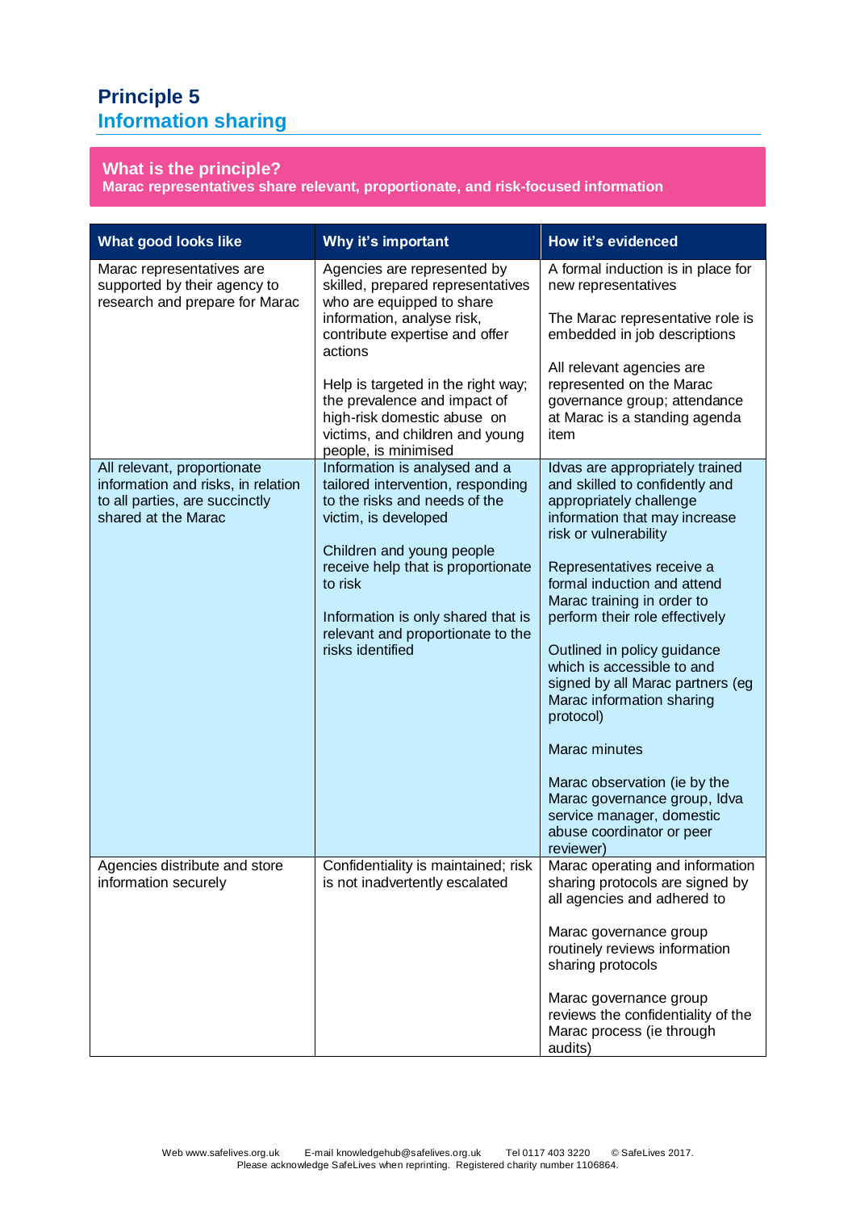# Principle 5
## Information sharing

### What is the principle?

**Marac representatives share relevant, proportionate, and risk-focused information**

| What good looks like | Why it's important | How it's evidenced |
|---|---|---|
| Marac representatives are supported by their agency to research and prepare for Marac | Agencies are represented by skilled, prepared representatives who are equipped to share information, analyse risk, contribute expertise and offer actions<br><br>Help is targeted in the right way; the prevalence and impact of high-risk domestic abuse on victims, and children and young people, is minimised | A formal induction is in place for new representatives<br><br>The Marac representative role is embedded in job descriptions<br><br>All relevant agencies are represented on the Marac governance group; attendance at Marac is a standing agenda item |
| All relevant, proportionate information and risks, in relation to all parties, are succinctly shared at the Marac | Information is analysed and a tailored intervention, responding to the risks and needs of the victim, is developed<br><br>Children and young people receive help that is proportionate to risk<br><br>Information is only shared that is relevant and proportionate to the risks identified | Idvas are appropriately trained and skilled to confidently and appropriately challenge information that may increase risk or vulnerability<br><br>Representatives receive a formal induction and attend Marac training in order to perform their role effectively<br><br>Outlined in policy guidance which is accessible to and signed by all Marac partners (eg Marac information sharing protocol)<br><br>Marac minutes<br><br>Marac observation (ie by the Marac governance group, Idva service manager, domestic abuse coordinator or peer reviewer) |
| Agencies distribute and store information securely | Confidentiality is maintained; risk is not inadvertently escalated | Marac operating and information sharing protocols are signed by all agencies and adhered to<br><br>Marac governance group routinely reviews information sharing protocols<br><br>Marac governance group reviews the confidentiality of the Marac process (ie through audits) |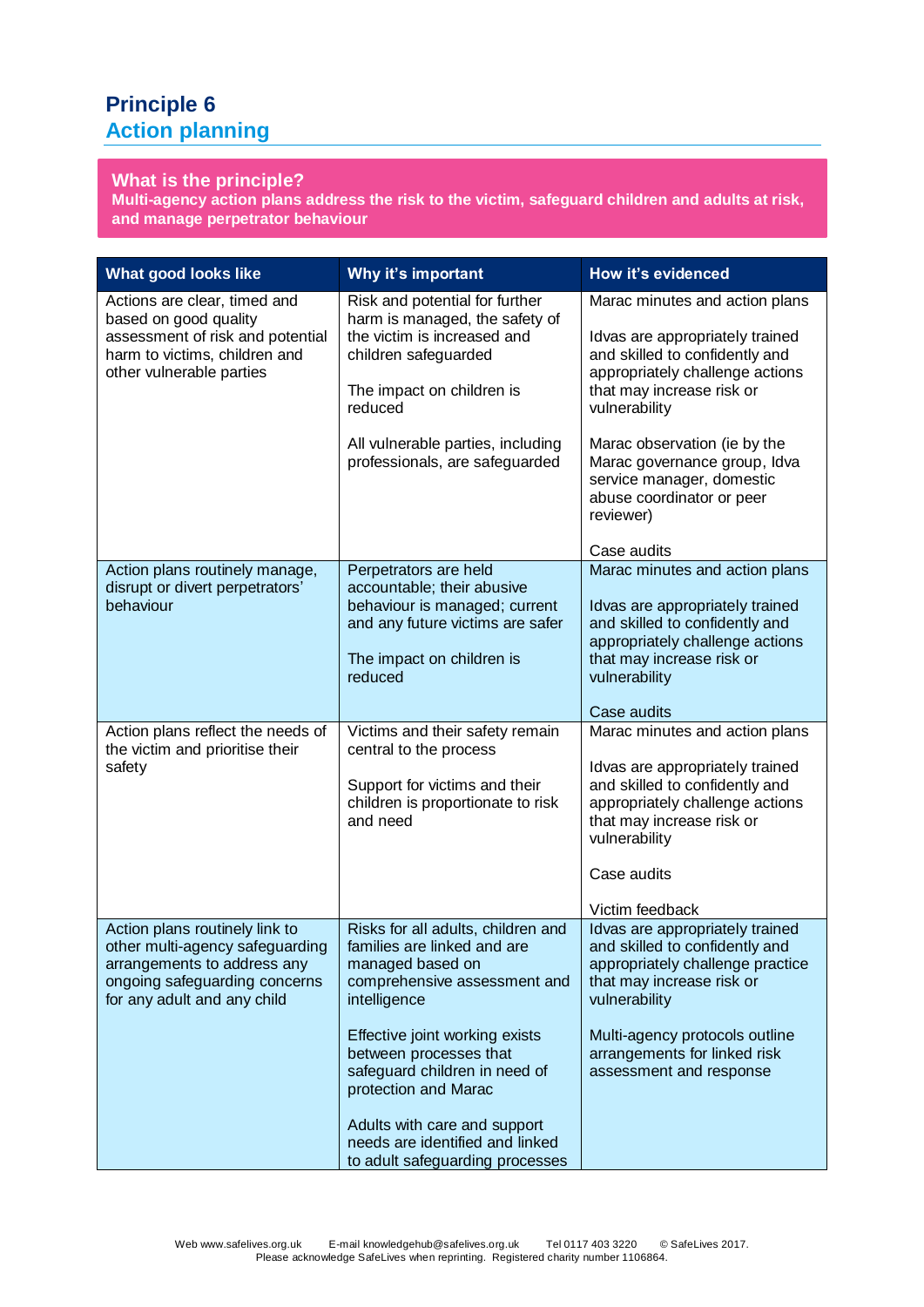# Principle 6
## Action planning

### What is the principle?

**Multi-agency action plans address the risk to the victim, safeguard children and adults at risk, and manage perpetrator behaviour**

| What good looks like | Why it's important | How it's evidenced |
|---|---|---|
| Actions are clear, timed and based on good quality assessment of risk and potential harm to victims, children and other vulnerable parties | Risk and potential for further harm is managed, the safety of the victim is increased and children safeguarded<br><br>The impact on children is reduced<br><br>All vulnerable parties, including professionals, are safeguarded | Marac minutes and action plans<br><br>Idvas are appropriately trained and skilled to confidently and appropriately challenge actions that may increase risk or vulnerability<br><br>Marac observation (ie by the Marac governance group, Idva service manager, domestic abuse coordinator or peer reviewer)<br><br>Case audits |
| Action plans routinely manage, disrupt or divert perpetrators' behaviour | Perpetrators are held accountable; their abusive behaviour is managed; current and any future victims are safer<br><br>The impact on children is reduced | Marac minutes and action plans<br><br>Idvas are appropriately trained and skilled to confidently and appropriately challenge actions that may increase risk or vulnerability<br><br>Case audits |
| Action plans reflect the needs of the victim and prioritise their safety | Victims and their safety remain central to the process<br><br>Support for victims and their children is proportionate to risk and need | Marac minutes and action plans<br><br>Idvas are appropriately trained and skilled to confidently and appropriately challenge actions that may increase risk or vulnerability<br><br>Case audits<br><br>Victim feedback |
| Action plans routinely link to other multi-agency safeguarding arrangements to address any ongoing safeguarding concerns for any adult and any child | Risks for all adults, children and families are linked and are managed based on comprehensive assessment and intelligence<br><br>Effective joint working exists between processes that safeguard children in need of protection and Marac<br><br>Adults with care and support needs are identified and linked to adult safeguarding processes | Idvas are appropriately trained and skilled to confidently and appropriately challenge practice that may increase risk or vulnerability<br><br>Multi-agency protocols outline arrangements for linked risk assessment and response |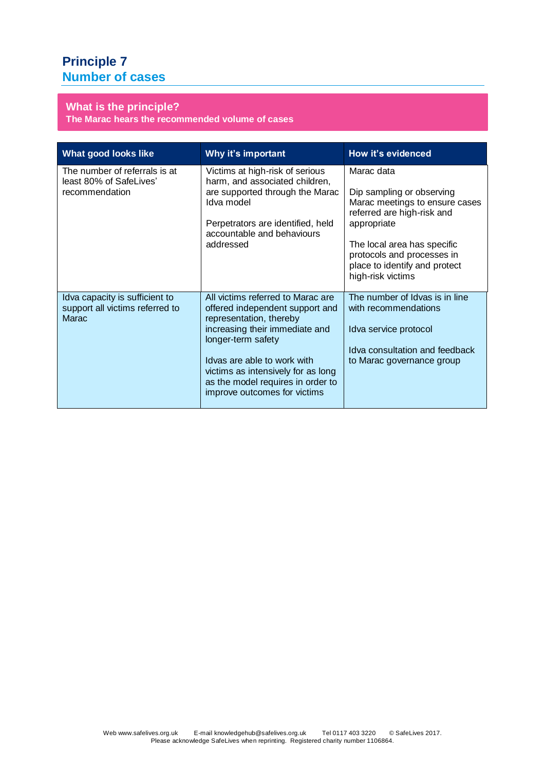# Principle 7
## Number of cases

### What is the principle?
**The Marac hears the recommended volume of cases**

| What good looks like | Why it's important | How it's evidenced |
|---|---|---|
| The number of referrals is at least 80% of SafeLives' recommendation | Victims at high-risk of serious harm, and associated children, are supported through the Marac Idva model<br><br>Perpetrators are identified, held accountable and behaviours addressed | Marac data<br><br>Dip sampling or observing Marac meetings to ensure cases referred are high-risk and appropriate<br><br>The local area has specific protocols and processes in place to identify and protect high-risk victims |
| Idva capacity is sufficient to support all victims referred to Marac | All victims referred to Marac are offered independent support and representation, thereby increasing their immediate and longer-term safety<br><br>Idvas are able to work with victims as intensively for as long as the model requires in order to improve outcomes for victims | The number of Idvas is in line with recommendations<br><br>Idva service protocol<br><br>Idva consultation and feedback to Marac governance group |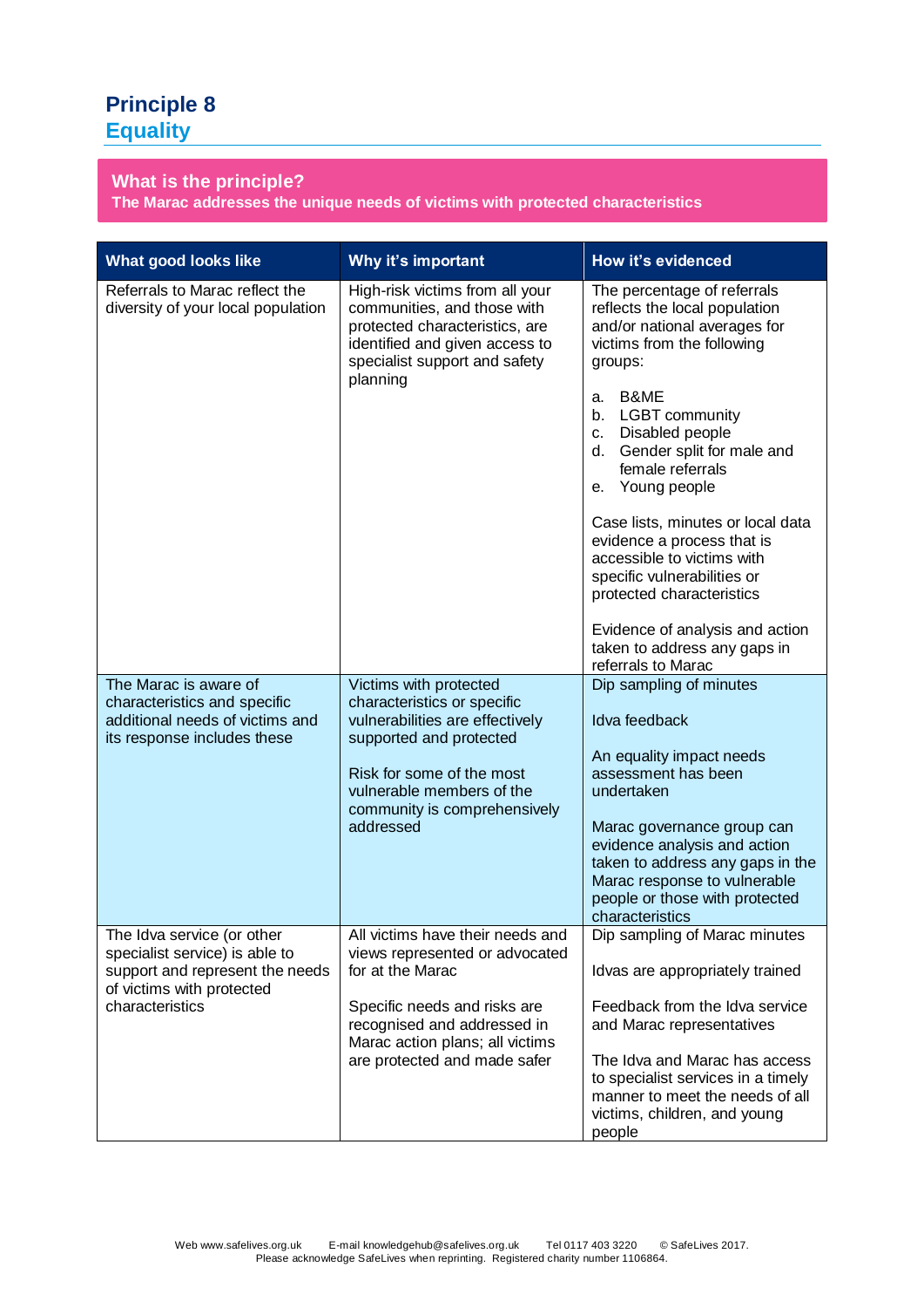# Principle 8
## Equality

### What is the principle?

**The Marac addresses the unique needs of victims with protected characteristics**

| What good looks like | Why it's important | How it's evidenced |
|---|---|---|
| Referrals to Marac reflect the diversity of your local population | High-risk victims from all your communities, and those with protected characteristics, are identified and given access to specialist support and safety planning | The percentage of referrals reflects the local population and/or national averages for victims from the following groups:<br><br>a. B&ME<br>b. LGBT community<br>c. Disabled people<br>d. Gender split for male and female referrals<br>e. Young people<br><br>Case lists, minutes or local data evidence a process that is accessible to victims with specific vulnerabilities or protected characteristics<br><br>Evidence of analysis and action taken to address any gaps in referrals to Marac |
| The Marac is aware of characteristics and specific additional needs of victims and its response includes these | Victims with protected characteristics or specific vulnerabilities are effectively supported and protected<br><br>Risk for some of the most vulnerable members of the community is comprehensively addressed | Dip sampling of minutes<br><br>Idva feedback<br><br>An equality impact needs assessment has been undertaken<br><br>Marac governance group can evidence analysis and action taken to address any gaps in the Marac response to vulnerable people or those with protected characteristics |
| The Idva service (or other specialist service) is able to support and represent the needs of victims with protected characteristics | All victims have their needs and views represented or advocated for at the Marac<br><br>Specific needs and risks are recognised and addressed in Marac action plans; all victims are protected and made safer | Dip sampling of Marac minutes<br><br>Idvas are appropriately trained<br><br>Feedback from the Idva service and Marac representatives<br><br>The Idva and Marac has access to specialist services in a timely manner to meet the needs of all victims, children, and young people |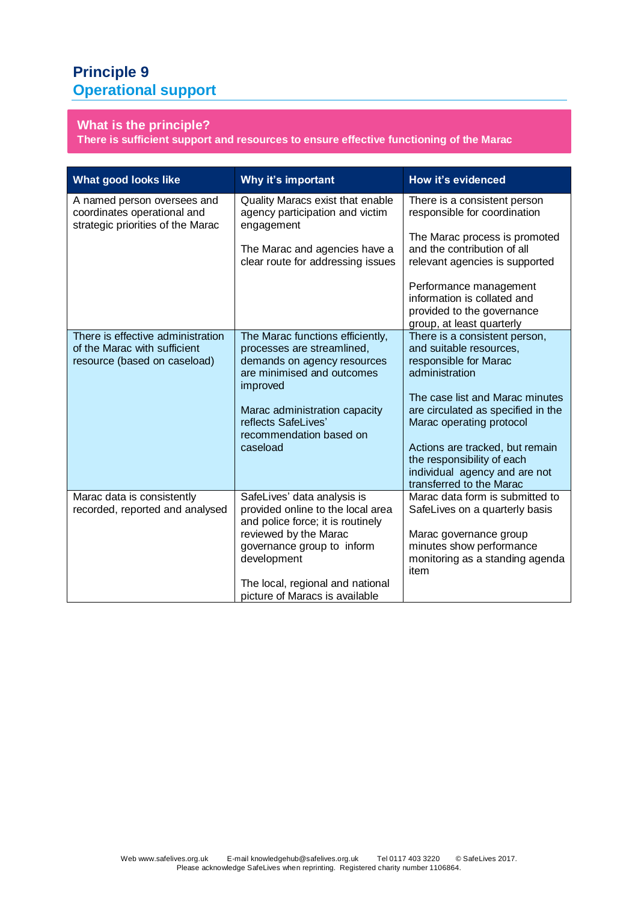# Principle 9
## Operational support

### What is the principle?

**There is sufficient support and resources to ensure effective functioning of the Marac**

| What good looks like | Why it's important | How it's evidenced |
|---|---|---|
| A named person oversees and coordinates operational and strategic priorities of the Marac | Quality Maracs exist that enable agency participation and victim engagement<br><br>The Marac and agencies have a clear route for addressing issues | There is a consistent person responsible for coordination<br><br>The Marac process is promoted and the contribution of all relevant agencies is supported<br><br>Performance management information is collated and provided to the governance group, at least quarterly |
| There is effective administration of the Marac with sufficient resource (based on caseload) | The Marac functions efficiently, processes are streamlined, demands on agency resources are minimised and outcomes improved<br><br>Marac administration capacity reflects SafeLives' recommendation based on caseload | There is a consistent person, and suitable resources, responsible for Marac administration<br><br>The case list and Marac minutes are circulated as specified in the Marac operating protocol<br><br>Actions are tracked, but remain the responsibility of each individual agency and are not transferred to the Marac |
| Marac data is consistently recorded, reported and analysed | SafeLives' data analysis is provided online to the local area and police force; it is routinely reviewed by the Marac governance group to inform development<br><br>The local, regional and national picture of Maracs is available | Marac data form is submitted to SafeLives on a quarterly basis<br><br>Marac governance group minutes show performance monitoring as a standing agenda item |

Web www.safelives.org.uk E-mail knowledgehub@safelives.org.uk Tel 0117 403 3220 © SafeLives 2017.
Please acknowledge SafeLives when reprinting. Registered charity number 1106864.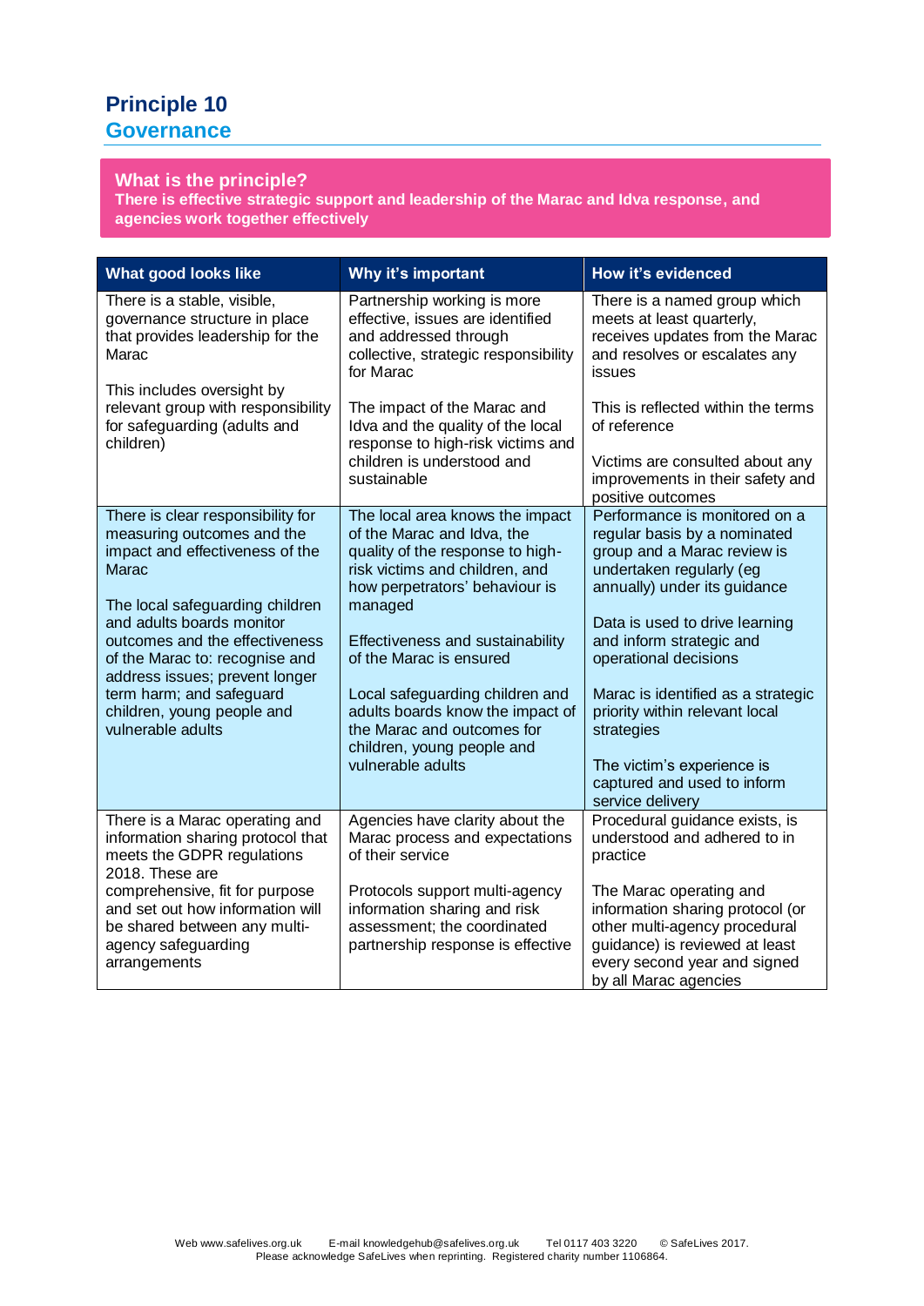# Principle 10
## Governance

### What is the principle?

**There is effective strategic support and leadership of the Marac and Idva response, and agencies work together effectively**

| What good looks like | Why it's important | How it's evidenced |
|---|---|---|
| There is a stable, visible, governance structure in place that provides leadership for the Marac<br><br>This includes oversight by relevant group with responsibility for safeguarding (adults and children) | Partnership working is more effective, issues are identified and addressed through collective, strategic responsibility for Marac<br><br>The impact of the Marac and Idva and the quality of the local response to high-risk victims and children is understood and sustainable | There is a named group which meets at least quarterly, receives updates from the Marac and resolves or escalates any issues<br><br>This is reflected within the terms of reference<br><br>Victims are consulted about any improvements in their safety and positive outcomes |
| There is clear responsibility for measuring outcomes and the impact and effectiveness of the Marac<br><br>The local safeguarding children and adults boards monitor outcomes and the effectiveness of the Marac to: recognise and address issues; prevent longer term harm; and safeguard children, young people and vulnerable adults | The local area knows the impact of the Marac and Idva, the quality of the response to high-risk victims and children, and how perpetrators' behaviour is managed<br><br>Effectiveness and sustainability of the Marac is ensured<br><br>Local safeguarding children and adults boards know the impact of the Marac and outcomes for children, young people and vulnerable adults | Performance is monitored on a regular basis by a nominated group and a Marac review is undertaken regularly (eg annually) under its guidance<br><br>Data is used to drive learning and inform strategic and operational decisions<br><br>Marac is identified as a strategic priority within relevant local strategies<br><br>The victim's experience is captured and used to inform service delivery |
| There is a Marac operating and information sharing protocol that meets the GDPR regulations 2018. These are comprehensive, fit for purpose and set out how information will be shared between any multi-agency safeguarding arrangements | Agencies have clarity about the Marac process and expectations of their service<br><br>Protocols support multi-agency information sharing and risk assessment; the coordinated partnership response is effective | Procedural guidance exists, is understood and adhered to in practice<br><br>The Marac operating and information sharing protocol (or other multi-agency procedural guidance) is reviewed at least every second year and signed by all Marac agencies |